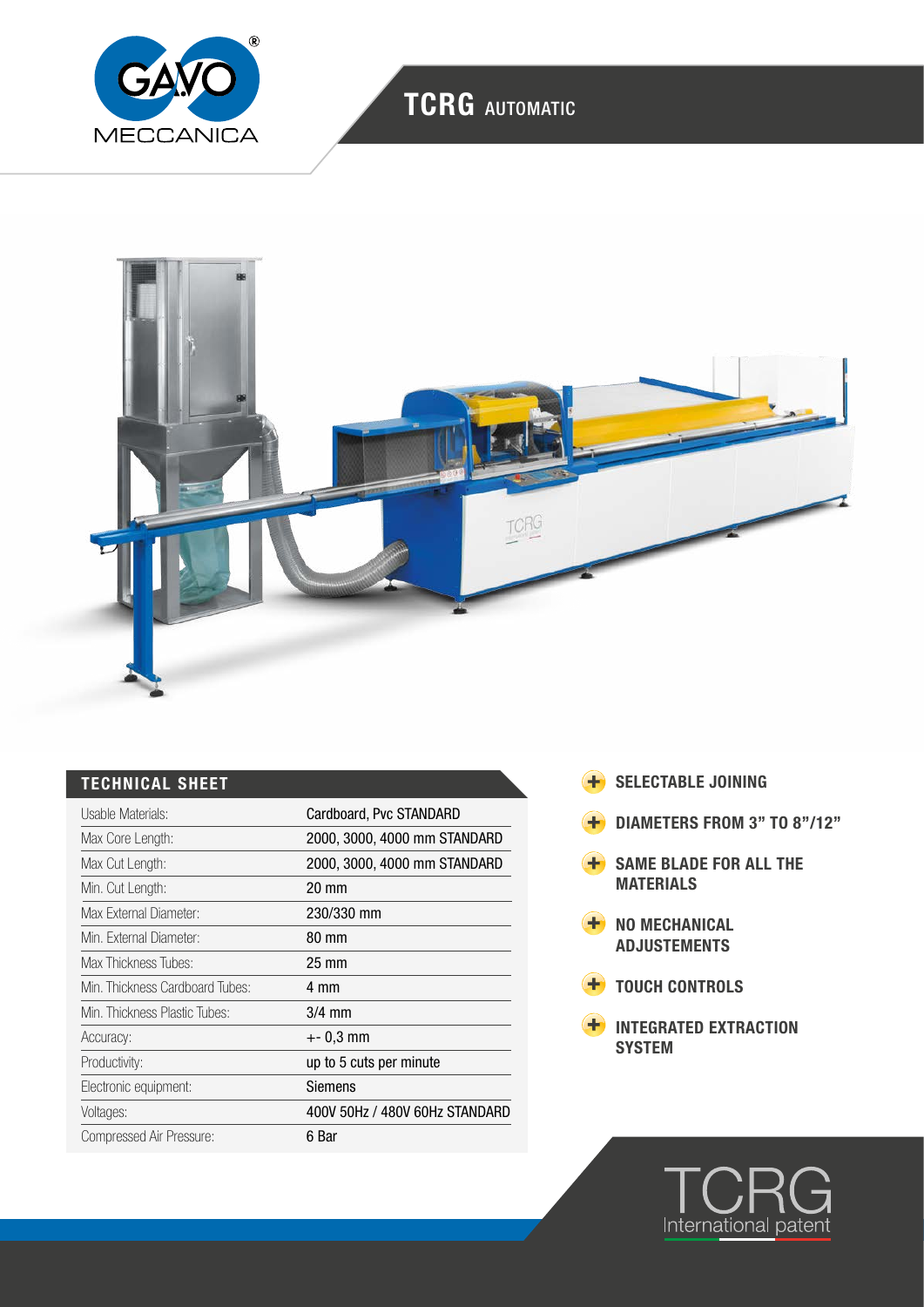GAVO MECCANICA

# TCRG AUTOMATIC

## TECHNICAL SHEET

| Usable Materials: | Cardboard, Pvc STANDARD |
|---|---|
| Max Core Length: | 2000, 3000, 4000 mm STANDARD |
| Max Cut Length: | 2000, 3000, 4000 mm STANDARD |
| Min. Cut Length: | 20 mm |
| Max External Diameter: | 230/330 mm |
| Min. External Diameter: | 80 mm |
| Max Thickness Tubes: | 25 mm |
| Min. Thickness Cardboard Tubes: | 4 mm |
| Min. Thickness Plastic Tubes: | 3/4 mm |
| Accuracy: | +- 0,3 mm |
| Productivity: | up to 5 cuts per minute |
| Electronic equipment: | Siemens |
| Voltages: | 400V 50Hz / 480V 60Hz STANDARD |
| Compressed Air Pressure: | 6 Bar |

- **SELECTABLE JOINING**
- **DIAMETERS FROM 3" TO 8"/12"**
- **SAME BLADE FOR ALL THE MATERIALS**
- **NO MECHANICAL ADJUSTEMENTS**
- **TOUCH CONTROLS**
- **INTEGRATED EXTRACTION SYSTEM**

TCRG
International patent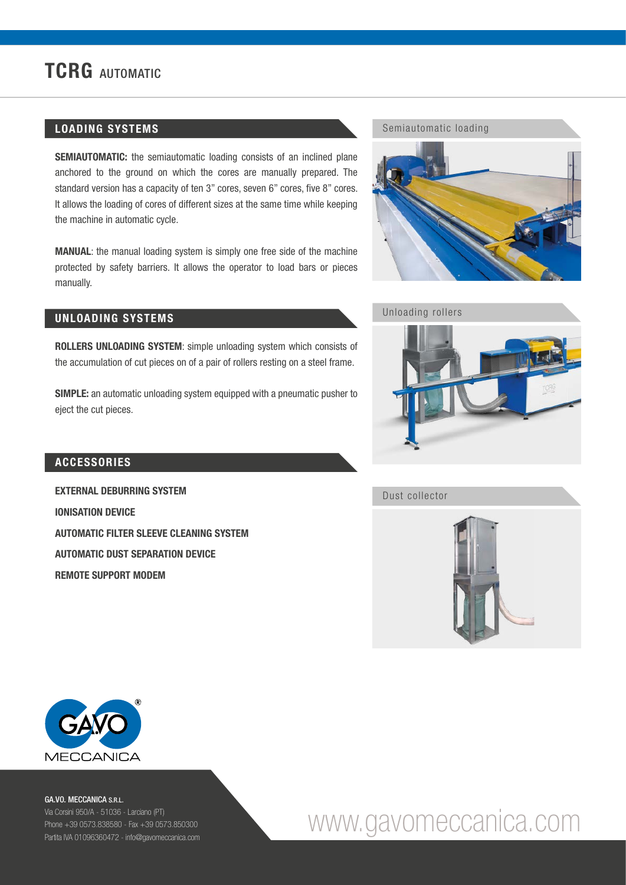# TCRG AUTOMATIC

## LOADING SYSTEMS

**SEMIAUTOMATIC:** the semiautomatic loading consists of an inclined plane anchored to the ground on which the cores are manually prepared. The standard version has a capacity of ten 3" cores, seven 6" cores, five 8" cores. It allows the loading of cores of different sizes at the same time while keeping the machine in automatic cycle.

**MANUAL**: the manual loading system is simply one free side of the machine protected by safety barriers. It allows the operator to load bars or pieces manually.

Semiautomatic loading

## UNLOADING SYSTEMS

**ROLLERS UNLOADING SYSTEM**: simple unloading system which consists of the accumulation of cut pieces on of a pair of rollers resting on a steel frame.

**SIMPLE:** an automatic unloading system equipped with a pneumatic pusher to eject the cut pieces.

Unloading rollers

## ACCESSORIES

**EXTERNAL DEBURRING SYSTEM**

**IONISATION DEVICE**

**AUTOMATIC FILTER SLEEVE CLEANING SYSTEM**

**AUTOMATIC DUST SEPARATION DEVICE**

**REMOTE SUPPORT MODEM**

Dust collector

GA.VO MECCANICA

**GA.VO. MECCANICA S.R.L.**
Via Corsini 950/A - 51036 - Larciano (PT)
Phone +39 0573.838580 - Fax +39 0573.850300
Partita IVA 01096360472 - info@gavomeccanica.com

www.gavomeccanica.com